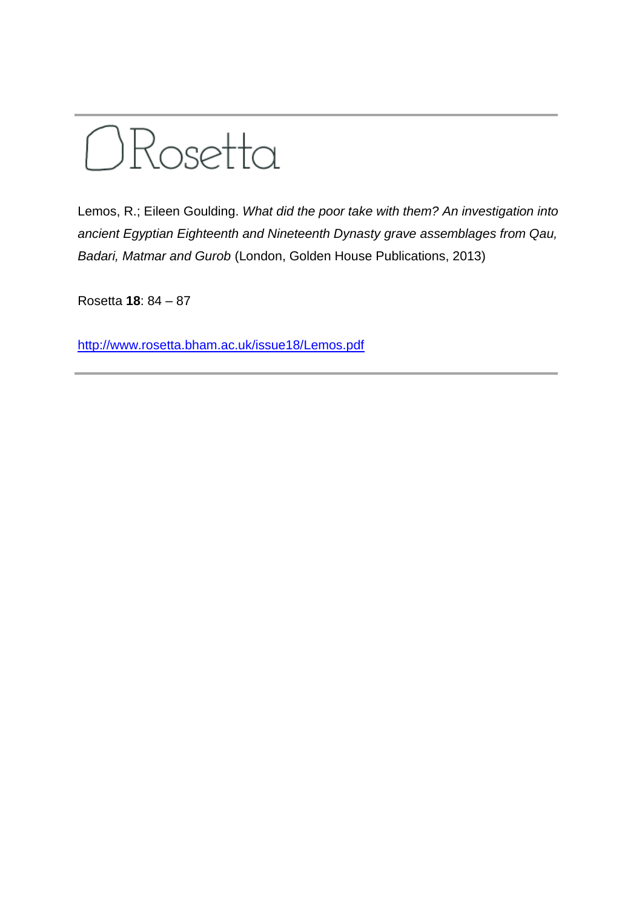# Rosetta

Lemos, R.; Eileen Goulding. *What did the poor take with them? An investigation into ancient Egyptian Eighteenth and Nineteenth Dynasty grave assemblages from Qau, Badari, Matmar and Gurob* (London, Golden House Publications, 2013)

Rosetta **18**: 84 – 87

http://www.rosetta.bham.ac.uk/issue18/Lemos.pdf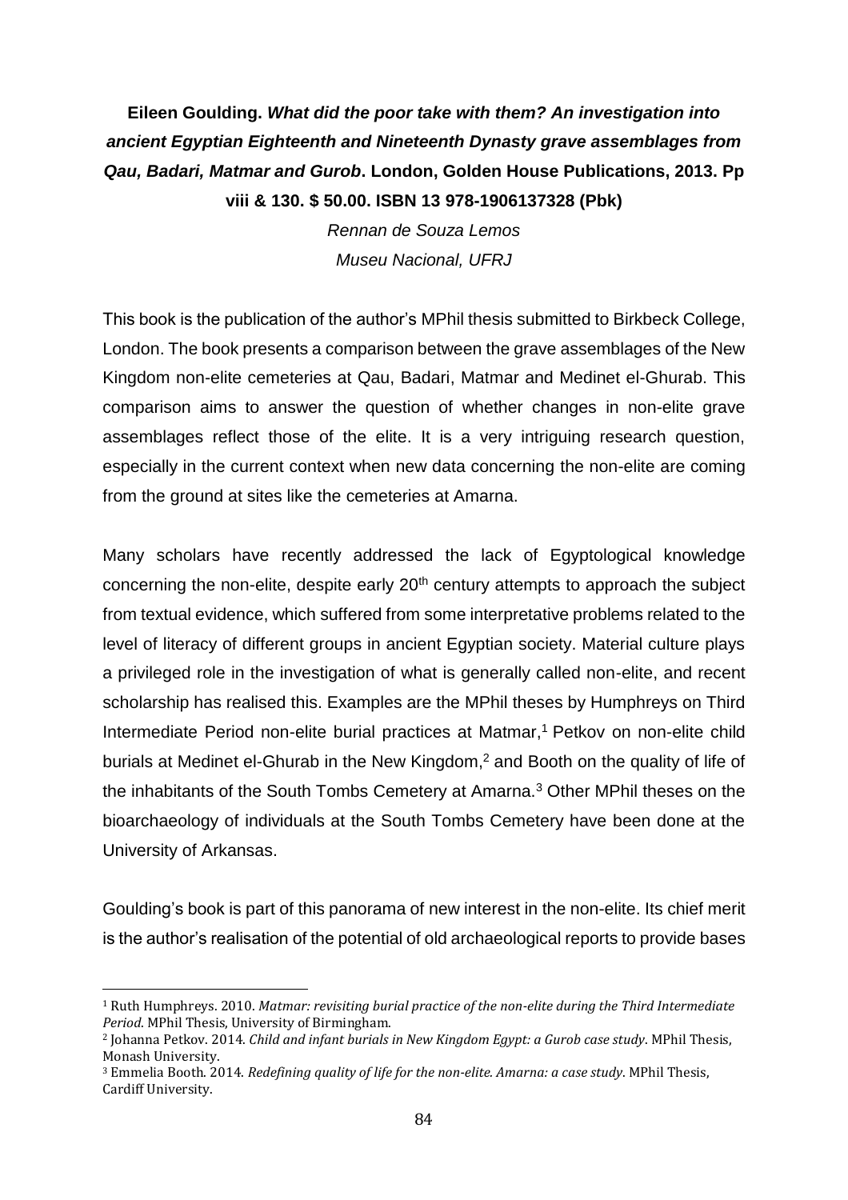**Eileen Goulding. *What did the poor take with them? An investigation into ancient Egyptian Eighteenth and Nineteenth Dynasty grave assemblages from Qau, Badari, Matmar and Gurob*. London, Golden House Publications, 2013. Pp viii & 130. $ 50.00. ISBN 13 978-1906137328 (Pbk)**

*Rennan de Souza Lemos*

*Museu Nacional, UFRJ*

This book is the publication of the author's MPhil thesis submitted to Birkbeck College, London. The book presents a comparison between the grave assemblages of the New Kingdom non-elite cemeteries at Qau, Badari, Matmar and Medinet el-Ghurab. This comparison aims to answer the question of whether changes in non-elite grave assemblages reflect those of the elite. It is a very intriguing research question, especially in the current context when new data concerning the non-elite are coming from the ground at sites like the cemeteries at Amarna.

Many scholars have recently addressed the lack of Egyptological knowledge concerning the non-elite, despite early 20th century attempts to approach the subject from textual evidence, which suffered from some interpretative problems related to the level of literacy of different groups in ancient Egyptian society. Material culture plays a privileged role in the investigation of what is generally called non-elite, and recent scholarship has realised this. Examples are the MPhil theses by Humphreys on Third Intermediate Period non-elite burial practices at Matmar,[1] Petkov on non-elite child burials at Medinet el-Ghurab in the New Kingdom,[2] and Booth on the quality of life of the inhabitants of the South Tombs Cemetery at Amarna.[3] Other MPhil theses on the bioarchaeology of individuals at the South Tombs Cemetery have been done at the University of Arkansas.

Goulding's book is part of this panorama of new interest in the non-elite. Its chief merit is the author's realisation of the potential of old archaeological reports to provide bases

---

[1] Ruth Humphreys. 2010. *Matmar: revisiting burial practice of the non-elite during the Third Intermediate Period*. MPhil Thesis, University of Birmingham.

[2] Johanna Petkov. 2014. *Child and infant burials in New Kingdom Egypt: a Gurob case study*. MPhil Thesis, Monash University.

[3] Emmelia Booth. 2014. *Redefining quality of life for the non-elite. Amarna: a case study*. MPhil Thesis, Cardiff University.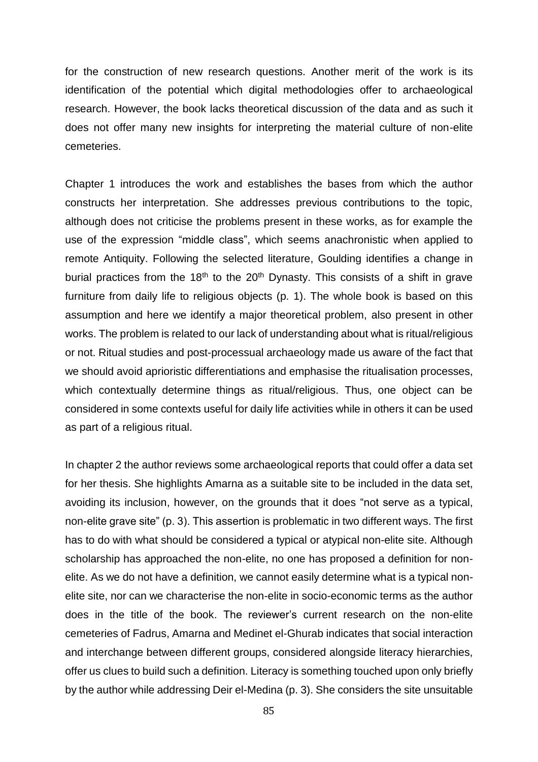for the construction of new research questions. Another merit of the work is its identification of the potential which digital methodologies offer to archaeological research. However, the book lacks theoretical discussion of the data and as such it does not offer many new insights for interpreting the material culture of non-elite cemeteries.

Chapter 1 introduces the work and establishes the bases from which the author constructs her interpretation. She addresses previous contributions to the topic, although does not criticise the problems present in these works, as for example the use of the expression "middle class", which seems anachronistic when applied to remote Antiquity. Following the selected literature, Goulding identifies a change in burial practices from the 18th to the 20th Dynasty. This consists of a shift in grave furniture from daily life to religious objects (p. 1). The whole book is based on this assumption and here we identify a major theoretical problem, also present in other works. The problem is related to our lack of understanding about what is ritual/religious or not. Ritual studies and post-processual archaeology made us aware of the fact that we should avoid aprioristic differentiations and emphasise the ritualisation processes, which contextually determine things as ritual/religious. Thus, one object can be considered in some contexts useful for daily life activities while in others it can be used as part of a religious ritual.

In chapter 2 the author reviews some archaeological reports that could offer a data set for her thesis. She highlights Amarna as a suitable site to be included in the data set, avoiding its inclusion, however, on the grounds that it does "not serve as a typical, non-elite grave site" (p. 3). This assertion is problematic in two different ways. The first has to do with what should be considered a typical or atypical non-elite site. Although scholarship has approached the non-elite, no one has proposed a definition for non-elite. As we do not have a definition, we cannot easily determine what is a typical non-elite site, nor can we characterise the non-elite in socio-economic terms as the author does in the title of the book. The reviewer's current research on the non-elite cemeteries of Fadrus, Amarna and Medinet el-Ghurab indicates that social interaction and interchange between different groups, considered alongside literacy hierarchies, offer us clues to build such a definition. Literacy is something touched upon only briefly by the author while addressing Deir el-Medina (p. 3). She considers the site unsuitable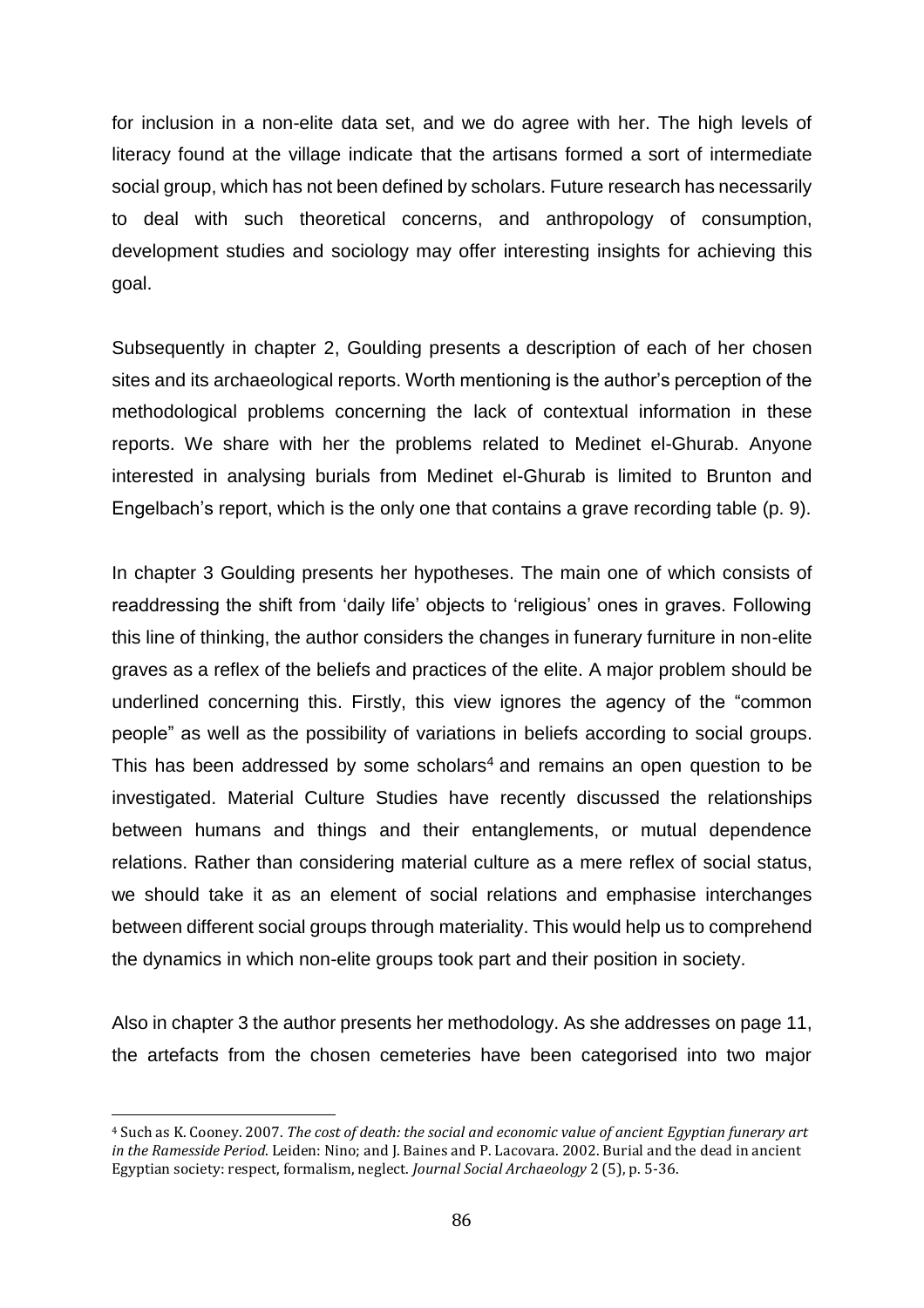for inclusion in a non-elite data set, and we do agree with her. The high levels of literacy found at the village indicate that the artisans formed a sort of intermediate social group, which has not been defined by scholars. Future research has necessarily to deal with such theoretical concerns, and anthropology of consumption, development studies and sociology may offer interesting insights for achieving this goal.

Subsequently in chapter 2, Goulding presents a description of each of her chosen sites and its archaeological reports. Worth mentioning is the author's perception of the methodological problems concerning the lack of contextual information in these reports. We share with her the problems related to Medinet el-Ghurab. Anyone interested in analysing burials from Medinet el-Ghurab is limited to Brunton and Engelbach's report, which is the only one that contains a grave recording table (p. 9).

In chapter 3 Goulding presents her hypotheses. The main one of which consists of readdressing the shift from 'daily life' objects to 'religious' ones in graves. Following this line of thinking, the author considers the changes in funerary furniture in non-elite graves as a reflex of the beliefs and practices of the elite. A major problem should be underlined concerning this. Firstly, this view ignores the agency of the "common people" as well as the possibility of variations in beliefs according to social groups. This has been addressed by some scholars[4] and remains an open question to be investigated. Material Culture Studies have recently discussed the relationships between humans and things and their entanglements, or mutual dependence relations. Rather than considering material culture as a mere reflex of social status, we should take it as an element of social relations and emphasise interchanges between different social groups through materiality. This would help us to comprehend the dynamics in which non-elite groups took part and their position in society.

Also in chapter 3 the author presents her methodology. As she addresses on page 11, the artefacts from the chosen cemeteries have been categorised into two major

[4] Such as K. Cooney. 2007. *The cost of death: the social and economic value of ancient Egyptian funerary art in the Ramesside Period*. Leiden: Nino; and J. Baines and P. Lacovara. 2002. Burial and the dead in ancient Egyptian society: respect, formalism, neglect. *Journal Social Archaeology* 2 (5), p. 5-36.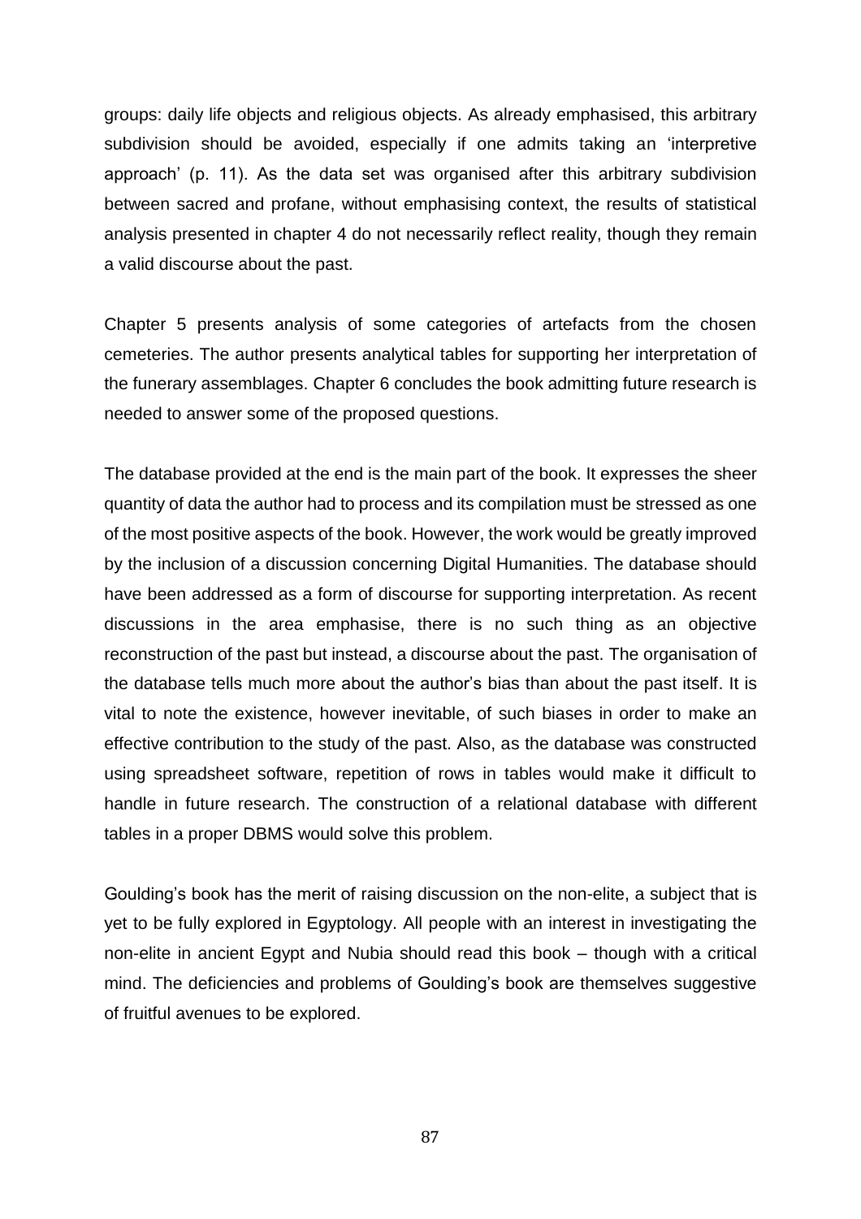groups: daily life objects and religious objects. As already emphasised, this arbitrary subdivision should be avoided, especially if one admits taking an 'interpretive approach' (p. 11). As the data set was organised after this arbitrary subdivision between sacred and profane, without emphasising context, the results of statistical analysis presented in chapter 4 do not necessarily reflect reality, though they remain a valid discourse about the past.

Chapter 5 presents analysis of some categories of artefacts from the chosen cemeteries. The author presents analytical tables for supporting her interpretation of the funerary assemblages. Chapter 6 concludes the book admitting future research is needed to answer some of the proposed questions.

The database provided at the end is the main part of the book. It expresses the sheer quantity of data the author had to process and its compilation must be stressed as one of the most positive aspects of the book. However, the work would be greatly improved by the inclusion of a discussion concerning Digital Humanities. The database should have been addressed as a form of discourse for supporting interpretation. As recent discussions in the area emphasise, there is no such thing as an objective reconstruction of the past but instead, a discourse about the past. The organisation of the database tells much more about the author's bias than about the past itself. It is vital to note the existence, however inevitable, of such biases in order to make an effective contribution to the study of the past. Also, as the database was constructed using spreadsheet software, repetition of rows in tables would make it difficult to handle in future research. The construction of a relational database with different tables in a proper DBMS would solve this problem.

Goulding's book has the merit of raising discussion on the non-elite, a subject that is yet to be fully explored in Egyptology. All people with an interest in investigating the non-elite in ancient Egypt and Nubia should read this book – though with a critical mind. The deficiencies and problems of Goulding's book are themselves suggestive of fruitful avenues to be explored.